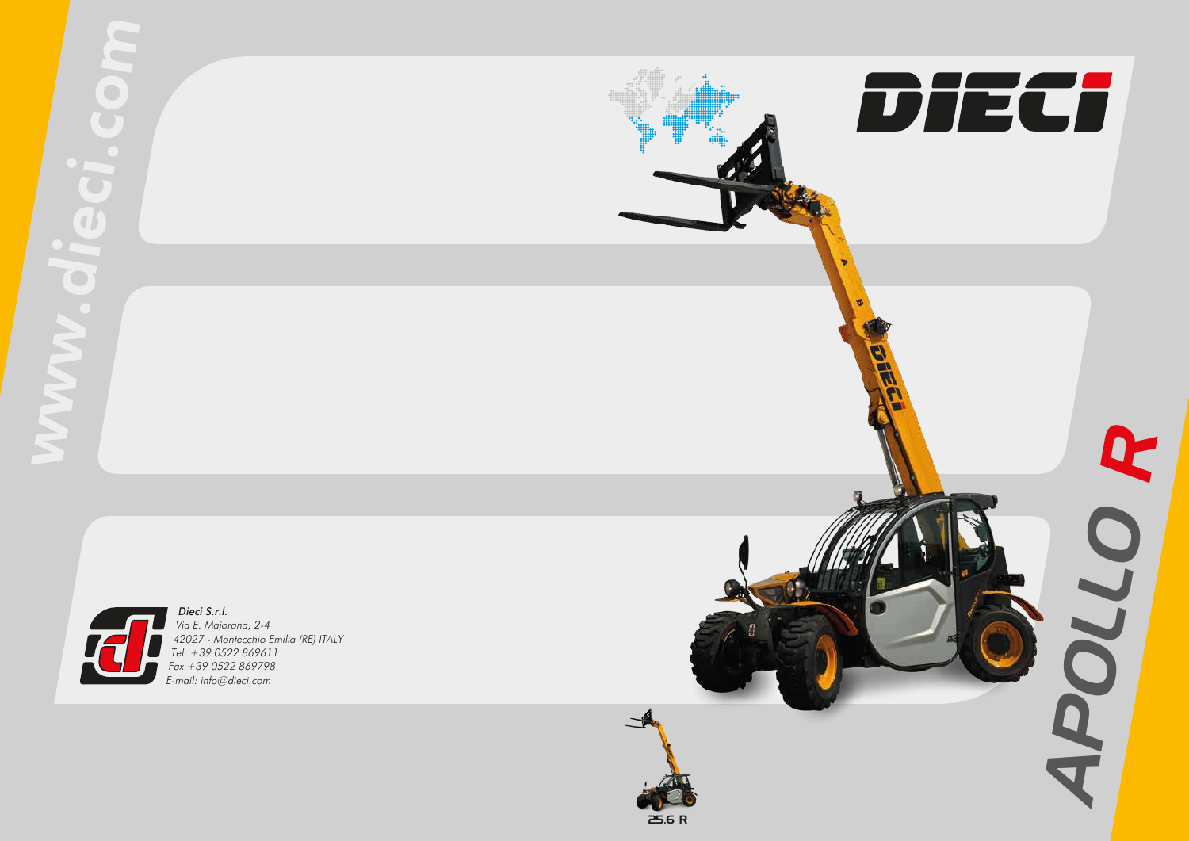www.dieci.com

# DIECI

# APOLLO R

25.6 R

*Dieci S.r.l.*
*Via E. Majorana, 2-4*
*42027 - Montecchio Emilia (RE) ITALY*
*Tel. +39 0522 869611*
*Fax +39 0522 869798*
*E-mail: info@dieci.com*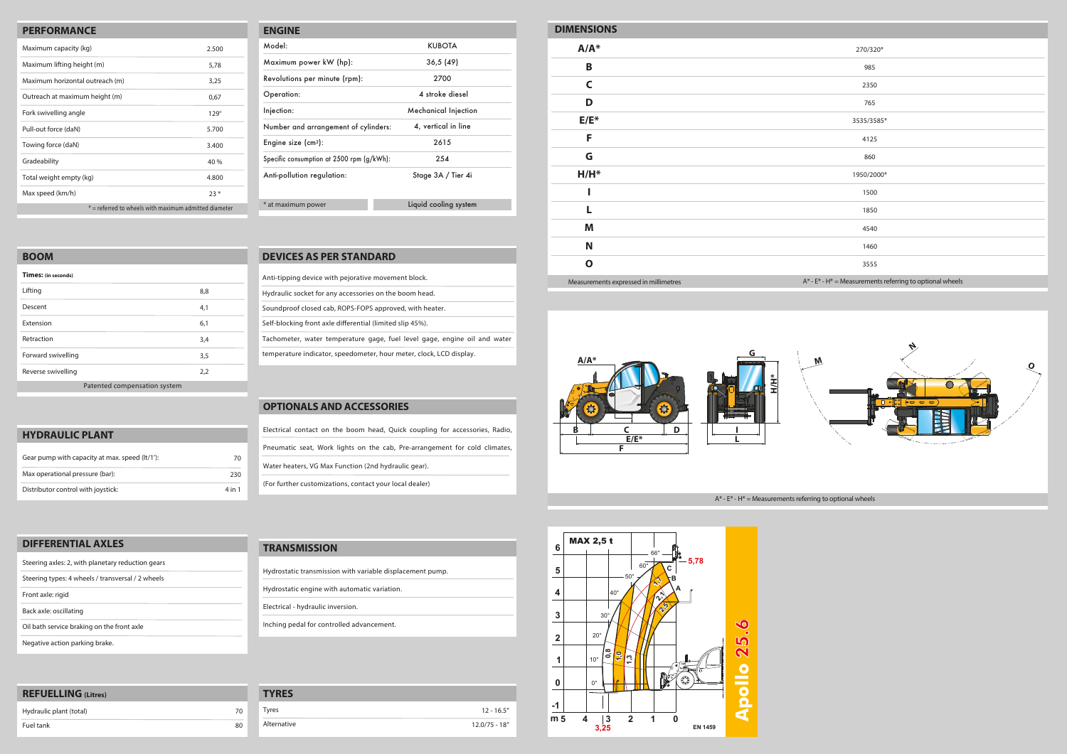## PERFORMANCE

| | |
|---|---|
| Maximum capacity (kg) | 2.500 |
| Maximum lifting height (m) | 5,78 |
| Maximum horizontal outreach (m) | 3,25 |
| Outreach at maximum height (m) | 0,67 |
| Fork swivelling angle | 129° |
| Pull-out force (daN) | 5.700 |
| Towing force (daN) | 3.400 |
| Gradeability | 40 % |
| Total weight empty (kg) | 4.800 |
| Max speed (km/h) | 23 * |

* = referred to wheels with maximum admitted diameter

## ENGINE

| | |
|---|---|
| Model: | KUBOTA |
| Maximum power kW (hp): | 36,5 (49) |
| Revolutions per minute (rpm): | 2700 |
| Operation: | 4 stroke diesel |
| Injection: | Mechanical Injection |
| Number and arrangement of cylinders: | 4, vertical in line |
| Engine size (cm³): | 2615 |
| Specific consumption at 2500 rpm (g/kWh): | 254 |
| Anti-pollution regulation: | Stage 3A / Tier 4i |
| * at maximum power | Liquid cooling system |

## DIMENSIONS

| | |
|---|---|
| A/A* | 270/320* |
| B | 985 |
| C | 2350 |
| D | 765 |
| E/E* | 3535/3585* |
| F | 4125 |
| G | 860 |
| H/H* | 1950/2000* |
| I | 1500 |
| L | 1850 |
| M | 4540 |
| N | 1460 |
| O | 3555 |

Measurements expressed in millimetres

A* - E* - H* = Measurements referring to optional wheels

## BOOM

**Times:** (in seconds)

| | |
|---|---|
| Lifting | 8,8 |
| Descent | 4,1 |
| Extension | 6,1 |
| Retraction | 3,4 |
| Forward swivelling | 3,5 |
| Reverse swivelling | 2,2 |

Patented compensation system

## DEVICES AS PER STANDARD

- Anti-tipping device with pejorative movement block.
- Hydraulic socket for any accessories on the boom head.
- Soundproof closed cab, ROPS-FOPS approved, with heater.
- Self-blocking front axle differential (limited slip 45%).
- Tachometer, water temperature gage, fuel level gage, engine oil and water temperature indicator, speedometer, hour meter, clock, LCD display.

A/A*
G
H/H*
M
N
O
B
C
D
E/E*
F
I
L

A* - E* - H* = Measurements referring to optional wheels

## HYDRAULIC PLANT

| | |
|---|---|
| Gear pump with capacity at max. speed (lt/1'): | 70 |
| Max operational pressure (bar): | 230 |
| Distributor control with joystick: | 4 in 1 |

## OPTIONALS AND ACCESSORIES

Electrical contact on the boom head, Quick coupling for accessories, Radio, Pneumatic seat, Work lights on the cab, Pre-arrangement for cold climates, Water heaters, VG Max Function (2nd hydraulic gear).

(For further customizations, contact your local dealer)

MAX 2,5 t
6
5
4
3
2
1
0
-1
m 5
4
3
3,25
2
1
0
66°
60°
50°
40°
30°
20°
10°
0°
5,78
C
B
A
1,7
2,1
2,5
0,8
1,0
1,3
EN 1459
Apollo 25.6

## DIFFERENTIAL AXLES

- Steering axles: 2, with planetary reduction gears
- Steering types: 4 wheels / transversal / 2 wheels
- Front axle: rigid
- Back axle: oscillating
- Oil bath service braking on the front axle
- Negative action parking brake.

## TRANSMISSION

- Hydrostatic transmission with variable displacement pump.
- Hydrostatic engine with automatic variation.
- Electrical - hydraulic inversion.
- Inching pedal for controlled advancement.

## REFUELLING (Litres)

| | |
|---|---|
| Hydraulic plant (total) | 70 |
| Fuel tank | 80 |

## TYRES

| | |
|---|---|
| Tyres | 12 - 16.5" |
| Alternative | 12.0/75 - 18" |